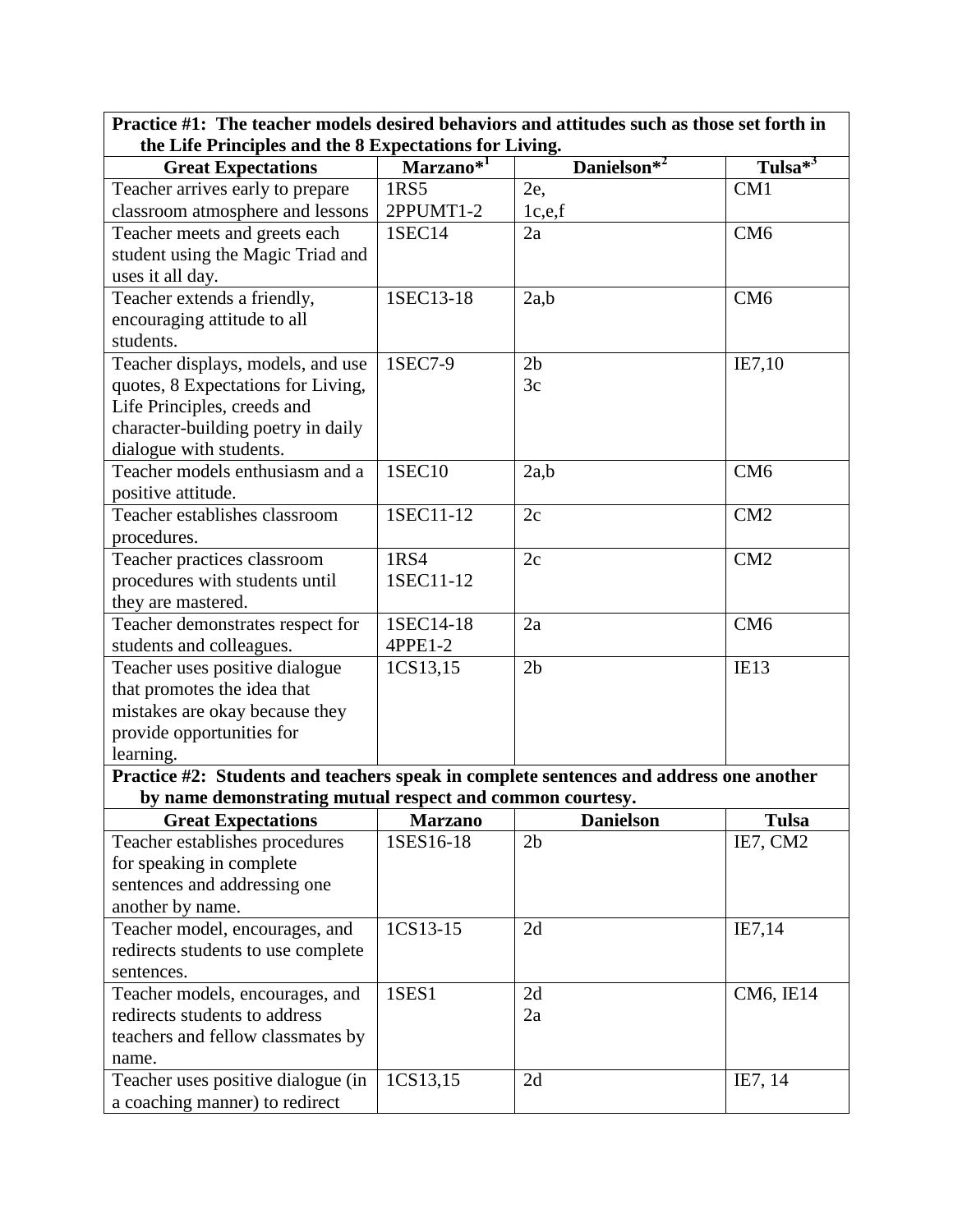| Practice #1: The teacher models desired behaviors and attitudes such as those set forth in the Life Principles and the 8 Expectations for Living. | | | |
|---|---|---|---|
| **Great Expectations** | **Marzano*[1]** | **Danielson*[2]** | **Tulsa*[3]** |
| Teacher arrives early to prepare classroom atmosphere and lessons | 1RS5<br>2PPUMT1-2 | 2e,<br>1c,e,f | CM1 |
| Teacher meets and greets each student using the Magic Triad and uses it all day. | 1SEC14 | 2a | CM6 |
| Teacher extends a friendly, encouraging attitude to all students. | 1SEC13-18 | 2a,b | CM6 |
| Teacher displays, models, and use quotes, 8 Expectations for Living, Life Principles, creeds and character-building poetry in daily dialogue with students. | 1SEC7-9 | 2b<br>3c | IE7,10 |
| Teacher models enthusiasm and a positive attitude. | 1SEC10 | 2a,b | CM6 |
| Teacher establishes classroom procedures. | 1SEC11-12 | 2c | CM2 |
| Teacher practices classroom procedures with students until they are mastered. | 1RS4<br>1SEC11-12 | 2c | CM2 |
| Teacher demonstrates respect for students and colleagues. | 1SEC14-18<br>4PPE1-2 | 2a | CM6 |
| Teacher uses positive dialogue that promotes the idea that mistakes are okay because they provide opportunities for learning. | 1CS13,15 | 2b | IE13 |
| **Practice #2: Students and teachers speak in complete sentences and address one another by name demonstrating mutual respect and common courtesy.** | | | |
| **Great Expectations** | **Marzano** | **Danielson** | **Tulsa** |
| Teacher establishes procedures for speaking in complete sentences and addressing one another by name. | 1SES16-18 | 2b | IE7, CM2 |
| Teacher model, encourages, and redirects students to use complete sentences. | 1CS13-15 | 2d | IE7,14 |
| Teacher models, encourages, and redirects students to address teachers and fellow classmates by name. | 1SES1 | 2d<br>2a | CM6, IE14 |
| Teacher uses positive dialogue (in a coaching manner) to redirect | 1CS13,15 | 2d | IE7, 14 |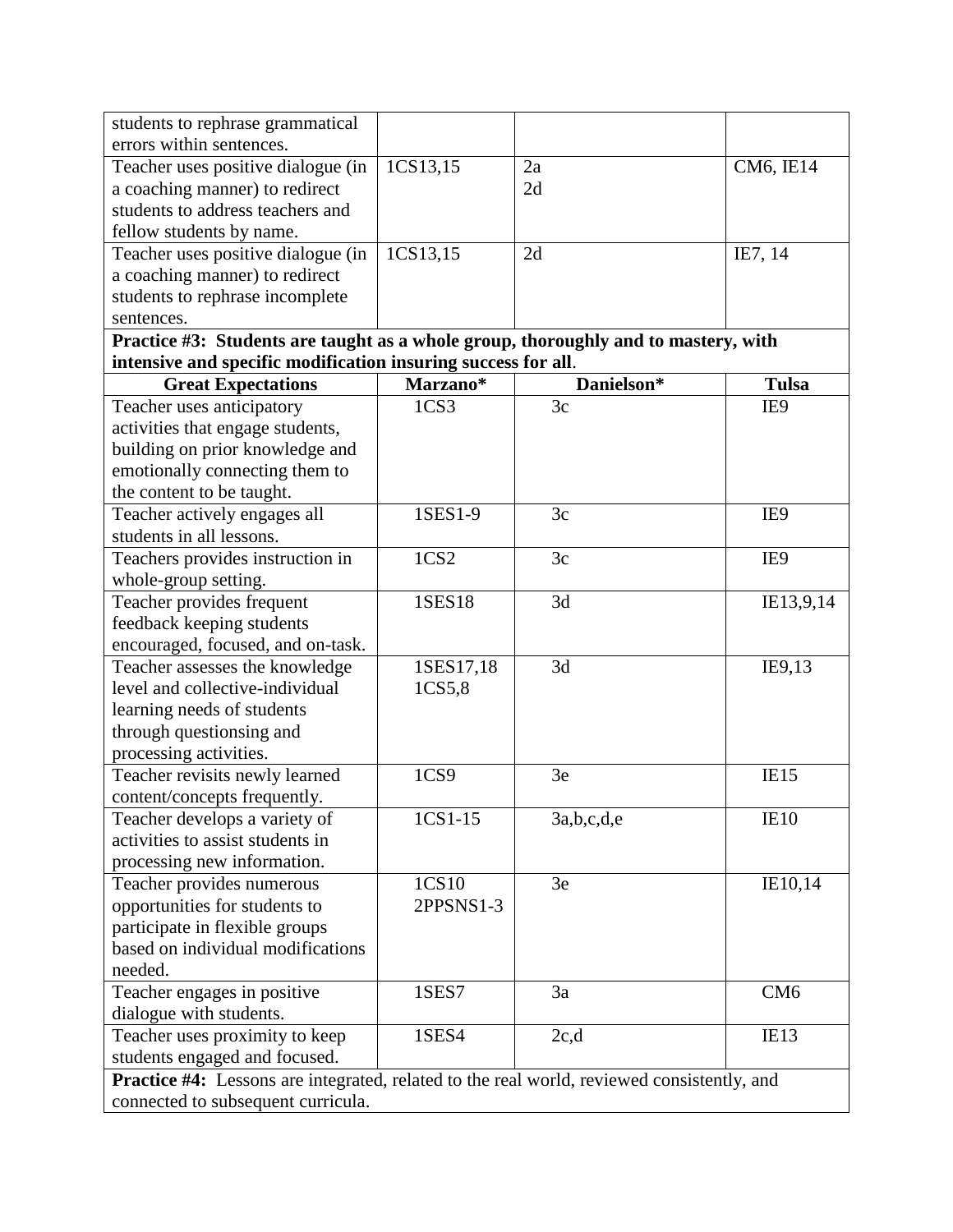| | | | |
|---|---|---|---|
| students to rephrase grammatical errors within sentences. | | | |
| Teacher uses positive dialogue (in a coaching manner) to redirect students to address teachers and fellow students by name. | 1CS13,15 | 2a<br>2d | CM6, IE14 |
| Teacher uses positive dialogue (in a coaching manner) to redirect students to rephrase incomplete sentences. | 1CS13,15 | 2d | IE7, 14 |

**Practice #3: Students are taught as a whole group, thoroughly and to mastery, with intensive and specific modification insuring success for all**.

| Great Expectations | Marzano* | Danielson* | Tulsa |
|---|---|---|---|
| Teacher uses anticipatory activities that engage students, building on prior knowledge and emotionally connecting them to the content to be taught. | 1CS3 | 3c | IE9 |
| Teacher actively engages all students in all lessons. | 1SES1-9 | 3c | IE9 |
| Teachers provides instruction in whole-group setting. | 1CS2 | 3c | IE9 |
| Teacher provides frequent feedback keeping students encouraged, focused, and on-task. | 1SES18 | 3d | IE13,9,14 |
| Teacher assesses the knowledge level and collective-individual learning needs of students through questionsing and processing activities. | 1SES17,18<br>1CS5,8 | 3d | IE9,13 |
| Teacher revisits newly learned content/concepts frequently. | 1CS9 | 3e | IE15 |
| Teacher develops a variety of activities to assist students in processing new information. | 1CS1-15 | 3a,b,c,d,e | IE10 |
| Teacher provides numerous opportunities for students to participate in flexible groups based on individual modifications needed. | 1CS10<br>2PPSNS1-3 | 3e | IE10,14 |
| Teacher engages in positive dialogue with students. | 1SES7 | 3a | CM6 |
| Teacher uses proximity to keep students engaged and focused. | 1SES4 | 2c,d | IE13 |

**Practice #4:** Lessons are integrated, related to the real world, reviewed consistently, and connected to subsequent curricula.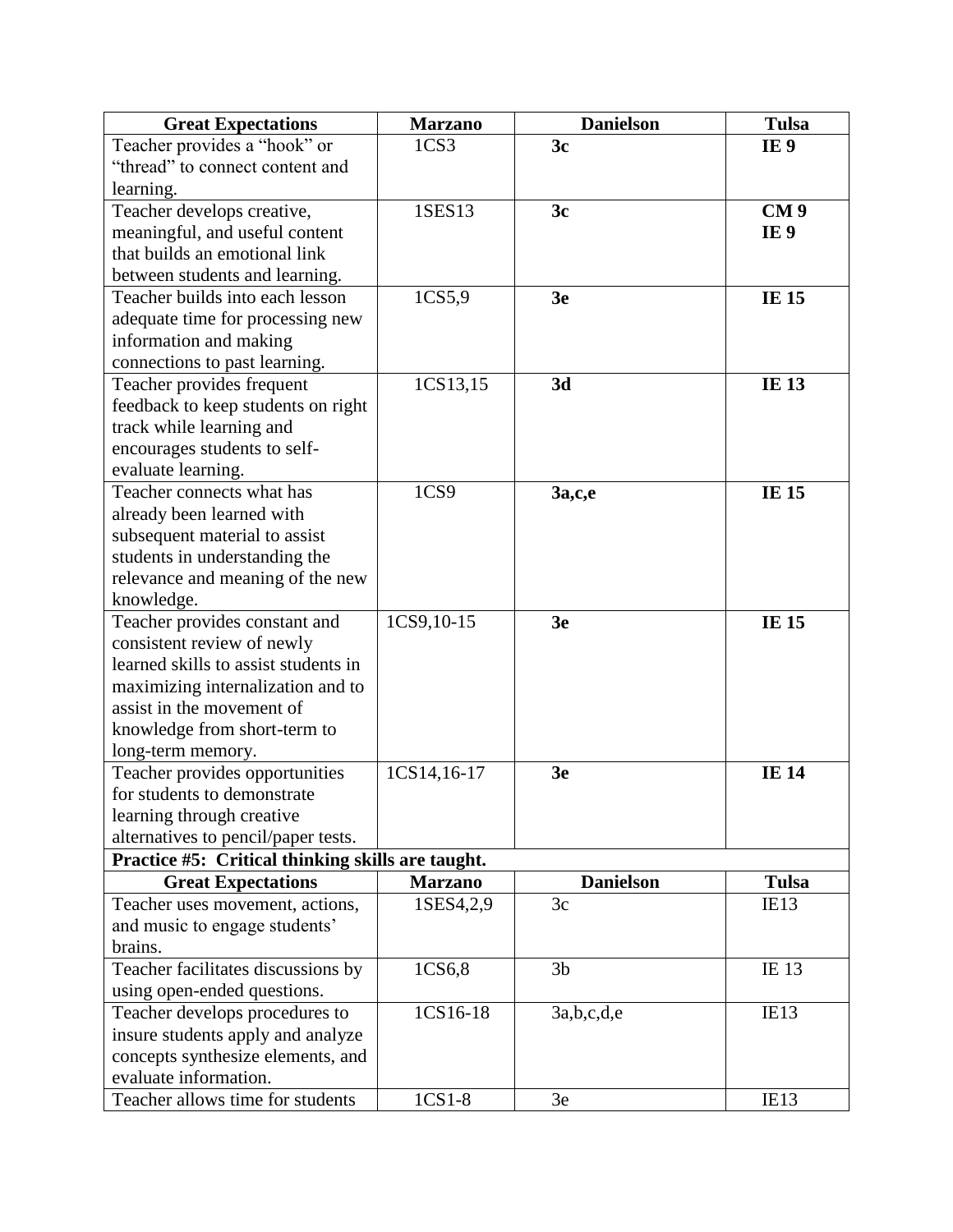| Great Expectations | Marzano | Danielson | Tulsa |
|---|---|---|---|
| Teacher provides a “hook” or “thread” to connect content and learning. | 1CS3 | **3c** | **IE 9** |
| Teacher develops creative, meaningful, and useful content that builds an emotional link between students and learning. | 1SES13 | **3c** | **CM 9**<br>**IE 9** |
| Teacher builds into each lesson adequate time for processing new information and making connections to past learning. | 1CS5,9 | **3e** | **IE 15** |
| Teacher provides frequent feedback to keep students on right track while learning and encourages students to self-evaluate learning. | 1CS13,15 | **3d** | **IE 13** |
| Teacher connects what has already been learned with subsequent material to assist students in understanding the relevance and meaning of the new knowledge. | 1CS9 | **3a,c,e** | **IE 15** |
| Teacher provides constant and consistent review of newly learned skills to assist students in maximizing internalization and to assist in the movement of knowledge from short-term to long-term memory. | 1CS9,10-15 | **3e** | **IE 15** |
| Teacher provides opportunities for students to demonstrate learning through creative alternatives to pencil/paper tests. | 1CS14,16-17 | **3e** | **IE 14** |

**Practice #5: Critical thinking skills are taught.**

| Great Expectations | Marzano | Danielson | Tulsa |
|---|---|---|---|
| Teacher uses movement, actions, and music to engage students’ brains. | 1SES4,2,9 | 3c | IE13 |
| Teacher facilitates discussions by using open-ended questions. | 1CS6,8 | 3b | IE 13 |
| Teacher develops procedures to insure students apply and analyze concepts synthesize elements, and evaluate information. | 1CS16-18 | 3a,b,c,d,e | IE13 |
| Teacher allows time for students | 1CS1-8 | 3e | IE13 |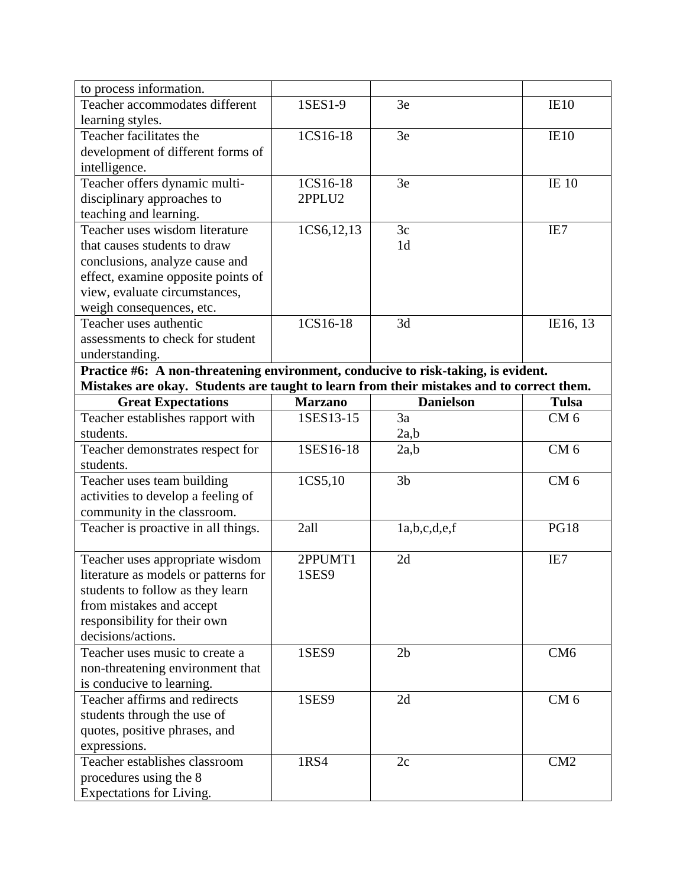| | | | |
|---|---|---|---|
| to process information. | | | |
| Teacher accommodates different learning styles. | 1SES1-9 | 3e | IE10 |
| Teacher facilitates the development of different forms of intelligence. | 1CS16-18 | 3e | IE10 |
| Teacher offers dynamic multi-disciplinary approaches to teaching and learning. | 1CS16-18<br>2PPLU2 | 3e | IE 10 |
| Teacher uses wisdom literature that causes students to draw conclusions, analyze cause and effect, examine opposite points of view, evaluate circumstances, weigh consequences, etc. | 1CS6,12,13 | 3c<br>1d | IE7 |
| Teacher uses authentic assessments to check for student understanding. | 1CS16-18 | 3d | IE16, 13 |

**Practice #6: A non-threatening environment, conducive to risk-taking, is evident. Mistakes are okay. Students are taught to learn from their mistakes and to correct them.**

| Great Expectations | Marzano | Danielson | Tulsa |
|---|---|---|---|
| Teacher establishes rapport with students. | 1SES13-15 | 3a<br>2a,b | CM 6 |
| Teacher demonstrates respect for students. | 1SES16-18 | 2a,b | CM 6 |
| Teacher uses team building activities to develop a feeling of community in the classroom. | 1CS5,10 | 3b | CM 6 |
| Teacher is proactive in all things. | 2all | 1a,b,c,d,e,f | PG18 |
| Teacher uses appropriate wisdom literature as models or patterns for students to follow as they learn from mistakes and accept responsibility for their own decisions/actions. | 2PPUMT1<br>1SES9 | 2d | IE7 |
| Teacher uses music to create a non-threatening environment that is conducive to learning. | 1SES9 | 2b | CM6 |
| Teacher affirms and redirects students through the use of quotes, positive phrases, and expressions. | 1SES9 | 2d | CM 6 |
| Teacher establishes classroom procedures using the 8 Expectations for Living. | 1RS4 | 2c | CM2 |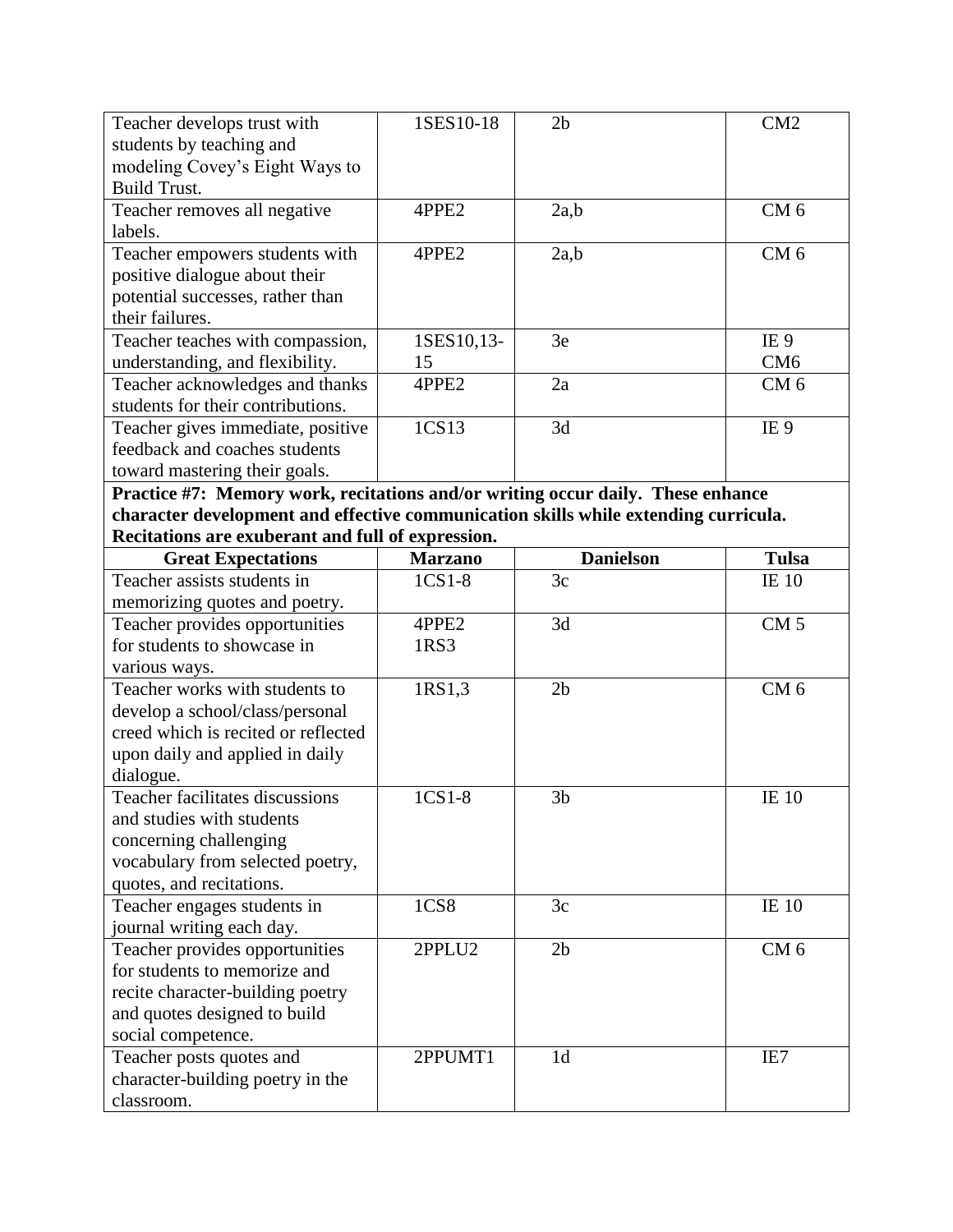| | | | |
|---|---|---|---|
| Teacher develops trust with students by teaching and modeling Covey's Eight Ways to Build Trust. | 1SES10-18 | 2b | CM2 |
| Teacher removes all negative labels. | 4PPE2 | 2a,b | CM 6 |
| Teacher empowers students with positive dialogue about their potential successes, rather than their failures. | 4PPE2 | 2a,b | CM 6 |
| Teacher teaches with compassion, understanding, and flexibility. | 1SES10,13-15 | 3e | IE 9 CM6 |
| Teacher acknowledges and thanks students for their contributions. | 4PPE2 | 2a | CM 6 |
| Teacher gives immediate, positive feedback and coaches students toward mastering their goals. | 1CS13 | 3d | IE 9 |

**Practice #7: Memory work, recitations and/or writing occur daily. These enhance character development and effective communication skills while extending curricula. Recitations are exuberant and full of expression.**

| Great Expectations | Marzano | Danielson | Tulsa |
|---|---|---|---|
| Teacher assists students in memorizing quotes and poetry. | 1CS1-8 | 3c | IE 10 |
| Teacher provides opportunities for students to showcase in various ways. | 4PPE2 1RS3 | 3d | CM 5 |
| Teacher works with students to develop a school/class/personal creed which is recited or reflected upon daily and applied in daily dialogue. | 1RS1,3 | 2b | CM 6 |
| Teacher facilitates discussions and studies with students concerning challenging vocabulary from selected poetry, quotes, and recitations. | 1CS1-8 | 3b | IE 10 |
| Teacher engages students in journal writing each day. | 1CS8 | 3c | IE 10 |
| Teacher provides opportunities for students to memorize and recite character-building poetry and quotes designed to build social competence. | 2PPLU2 | 2b | CM 6 |
| Teacher posts quotes and character-building poetry in the classroom. | 2PPUMT1 | 1d | IE7 |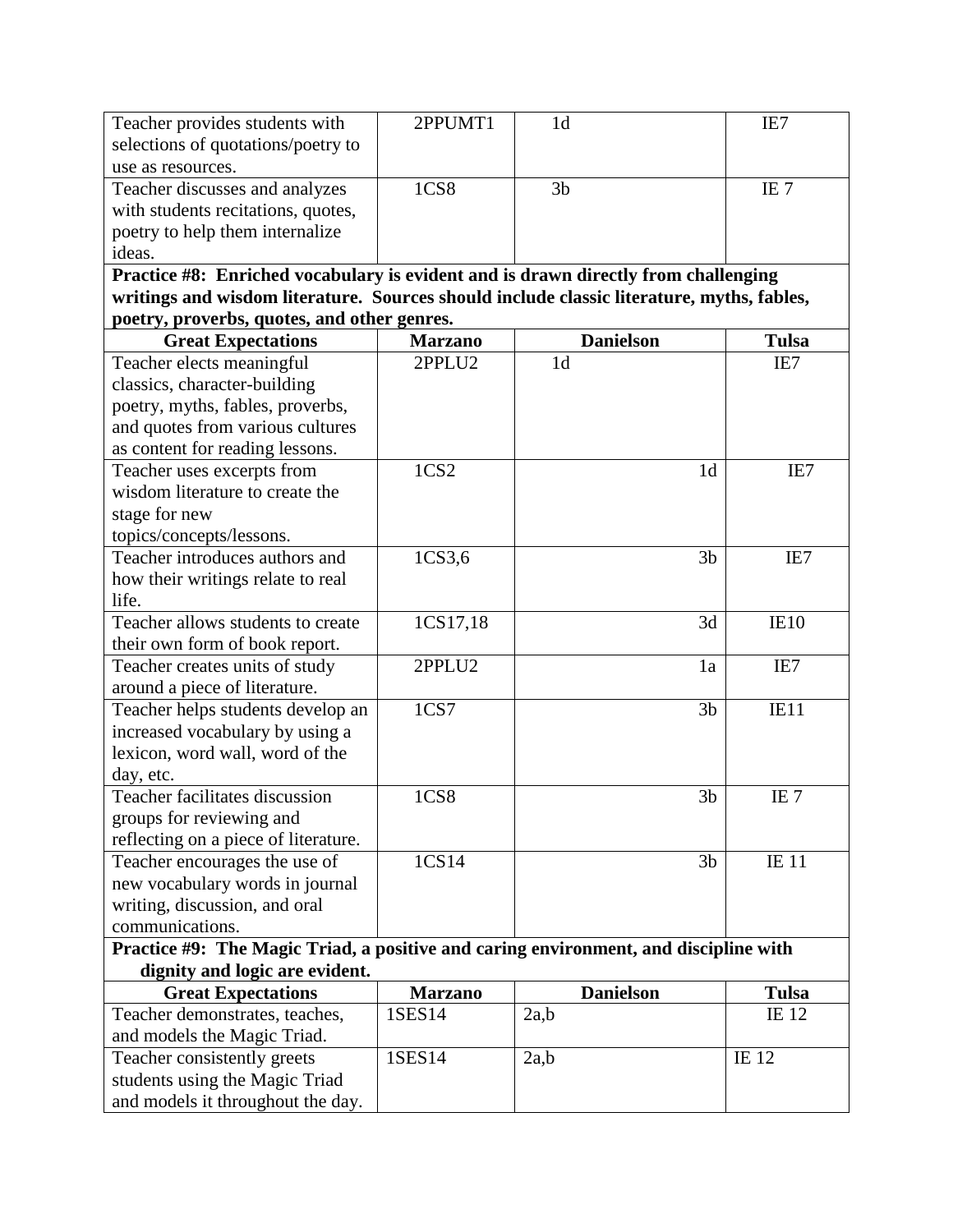| Great Expectations | Marzano | Danielson | Tulsa |
|---|---|---|---|
| Teacher provides students with selections of quotations/poetry to use as resources. | 2PPUMT1 | 1d | IE7 |
| Teacher discusses and analyzes with students recitations, quotes, poetry to help them internalize ideas. | 1CS8 | 3b | IE 7 |

**Practice #8: Enriched vocabulary is evident and is drawn directly from challenging writings and wisdom literature. Sources should include classic literature, myths, fables, poetry, proverbs, quotes, and other genres.**

| Great Expectations | Marzano | Danielson | Tulsa |
|---|---|---|---|
| Teacher elects meaningful classics, character-building poetry, myths, fables, proverbs, and quotes from various cultures as content for reading lessons. | 2PPLU2 | 1d | IE7 |
| Teacher uses excerpts from wisdom literature to create the stage for new topics/concepts/lessons. | 1CS2 | 1d | IE7 |
| Teacher introduces authors and how their writings relate to real life. | 1CS3,6 | 3b | IE7 |
| Teacher allows students to create their own form of book report. | 1CS17,18 | 3d | IE10 |
| Teacher creates units of study around a piece of literature. | 2PPLU2 | 1a | IE7 |
| Teacher helps students develop an increased vocabulary by using a lexicon, word wall, word of the day, etc. | 1CS7 | 3b | IE11 |
| Teacher facilitates discussion groups for reviewing and reflecting on a piece of literature. | 1CS8 | 3b | IE 7 |
| Teacher encourages the use of new vocabulary words in journal writing, discussion, and oral communications. | 1CS14 | 3b | IE 11 |

**Practice #9: The Magic Triad, a positive and caring environment, and discipline with dignity and logic are evident.**

| Great Expectations | Marzano | Danielson | Tulsa |
|---|---|---|---|
| Teacher demonstrates, teaches, and models the Magic Triad. | 1SES14 | 2a,b | IE 12 |
| Teacher consistently greets students using the Magic Triad and models it throughout the day. | 1SES14 | 2a,b | IE 12 |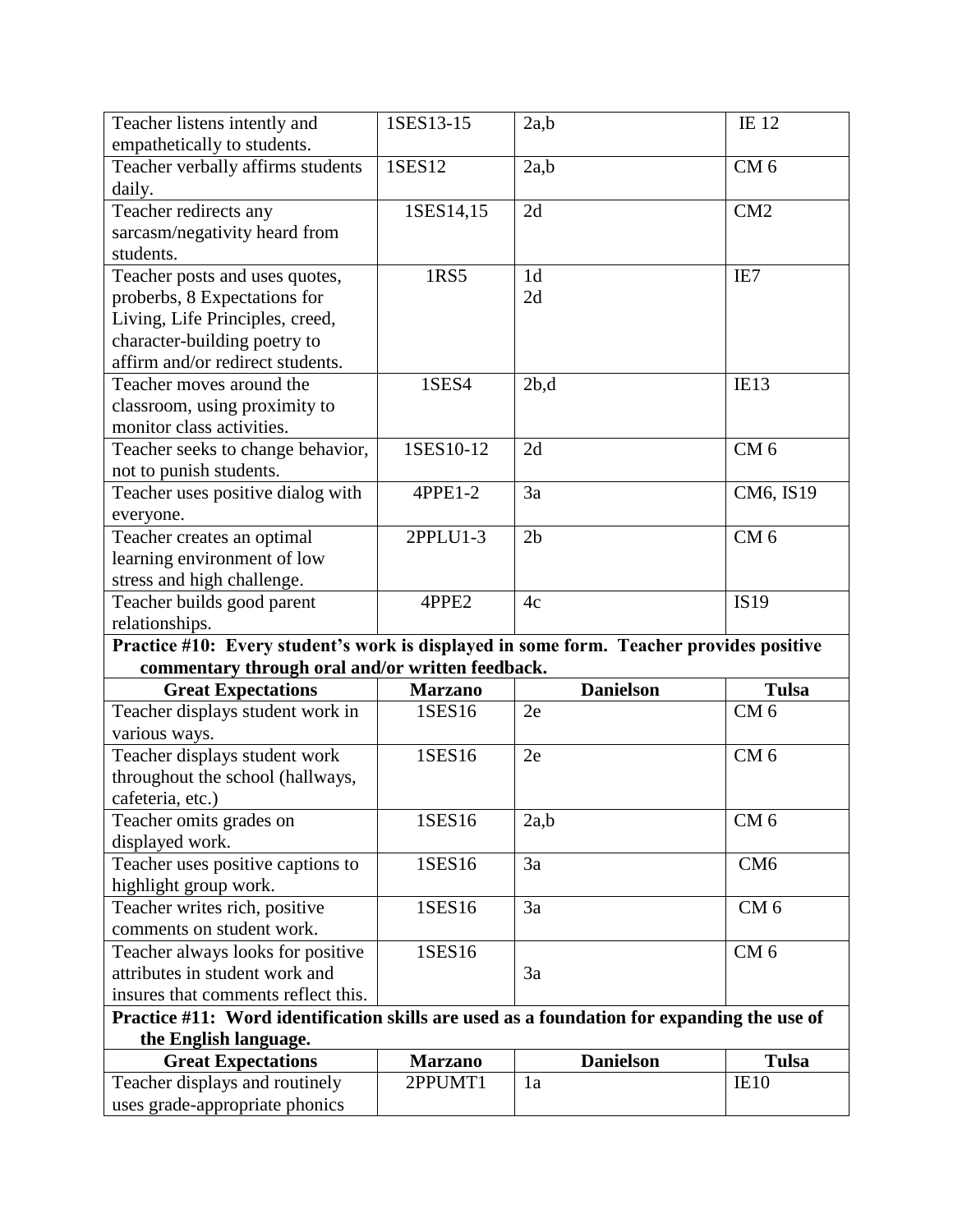| | | | |
|---|---|---|---|
| Teacher listens intently and empathetically to students. | 1SES13-15 | 2a,b | IE 12 |
| Teacher verbally affirms students daily. | 1SES12 | 2a,b | CM 6 |
| Teacher redirects any sarcasm/negativity heard from students. | 1SES14,15 | 2d | CM2 |
| Teacher posts and uses quotes, proberbs, 8 Expectations for Living, Life Principles, creed, character-building poetry to affirm and/or redirect students. | 1RS5 | 1d<br>2d | IE7 |
| Teacher moves around the classroom, using proximity to monitor class activities. | 1SES4 | 2b,d | IE13 |
| Teacher seeks to change behavior, not to punish students. | 1SES10-12 | 2d | CM 6 |
| Teacher uses positive dialog with everyone. | 4PPE1-2 | 3a | CM6, IS19 |
| Teacher creates an optimal learning environment of low stress and high challenge. | 2PPLU1-3 | 2b | CM 6 |
| Teacher builds good parent relationships. | 4PPE2 | 4c | IS19 |

**Practice #10: Every student's work is displayed in some form. Teacher provides positive commentary through oral and/or written feedback.**

| Great Expectations | Marzano | Danielson | Tulsa |
|---|---|---|---|
| Teacher displays student work in various ways. | 1SES16 | 2e | CM 6 |
| Teacher displays student work throughout the school (hallways, cafeteria, etc.) | 1SES16 | 2e | CM 6 |
| Teacher omits grades on displayed work. | 1SES16 | 2a,b | CM 6 |
| Teacher uses positive captions to highlight group work. | 1SES16 | 3a | CM6 |
| Teacher writes rich, positive comments on student work. | 1SES16 | 3a | CM 6 |
| Teacher always looks for positive attributes in student work and insures that comments reflect this. | 1SES16 | 3a | CM 6 |

**Practice #11: Word identification skills are used as a foundation for expanding the use of the English language.**

| Great Expectations | Marzano | Danielson | Tulsa |
|---|---|---|---|
| Teacher displays and routinely uses grade-appropriate phonics | 2PPUMT1 | 1a | IE10 |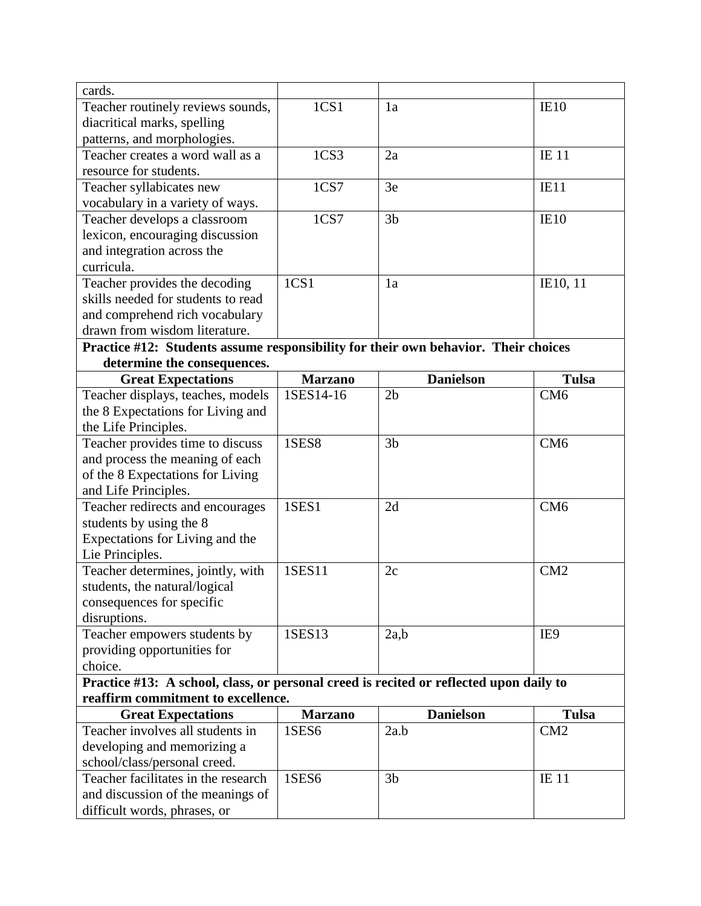| | | | |
|---|---|---|---|
| cards. | | | |
| Teacher routinely reviews sounds, diacritical marks, spelling patterns, and morphologies. | 1CS1 | 1a | IE10 |
| Teacher creates a word wall as a resource for students. | 1CS3 | 2a | IE 11 |
| Teacher syllabicates new vocabulary in a variety of ways. | 1CS7 | 3e | IE11 |
| Teacher develops a classroom lexicon, encouraging discussion and integration across the curricula. | 1CS7 | 3b | IE10 |
| Teacher provides the decoding skills needed for students to read and comprehend rich vocabulary drawn from wisdom literature. | 1CS1 | 1a | IE10, 11 |
| **Practice #12: Students assume responsibility for their own behavior. Their choices determine the consequences.** | | | |
| **Great Expectations** | **Marzano** | **Danielson** | **Tulsa** |
| Teacher displays, teaches, models the 8 Expectations for Living and the Life Principles. | 1SES14-16 | 2b | CM6 |
| Teacher provides time to discuss and process the meaning of each of the 8 Expectations for Living and Life Principles. | 1SES8 | 3b | CM6 |
| Teacher redirects and encourages students by using the 8 Expectations for Living and the Lie Principles. | 1SES1 | 2d | CM6 |
| Teacher determines, jointly, with students, the natural/logical consequences for specific disruptions. | 1SES11 | 2c | CM2 |
| Teacher empowers students by providing opportunities for choice. | 1SES13 | 2a,b | IE9 |
| **Practice #13: A school, class, or personal creed is recited or reflected upon daily to reaffirm commitment to excellence.** | | | |
| **Great Expectations** | **Marzano** | **Danielson** | **Tulsa** |
| Teacher involves all students in developing and memorizing a school/class/personal creed. | 1SES6 | 2a.b | CM2 |
| Teacher facilitates in the research and discussion of the meanings of difficult words, phrases, or | 1SES6 | 3b | IE 11 |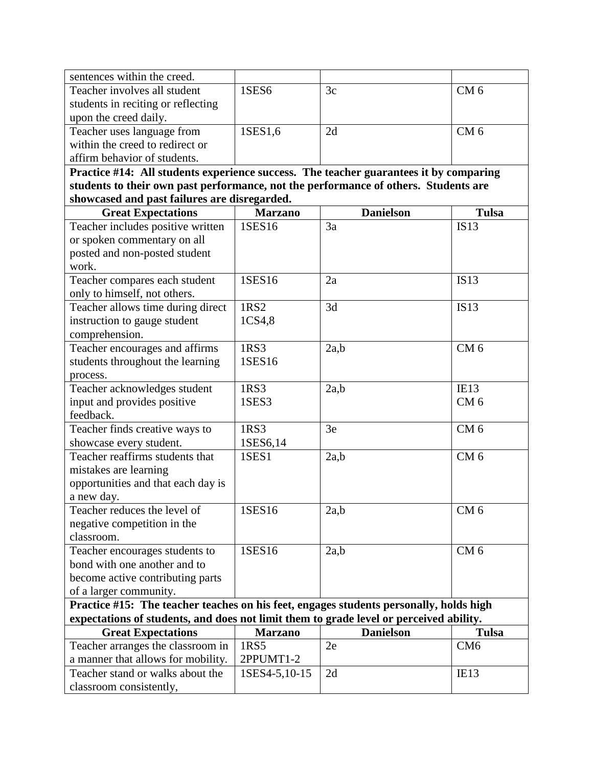| | | | |
|---|---|---|---|
| sentences within the creed. | | | |
| Teacher involves all student students in reciting or reflecting upon the creed daily. | 1SES6 | 3c | CM 6 |
| Teacher uses language from within the creed to redirect or affirm behavior of students. | 1SES1,6 | 2d | CM 6 |

**Practice #14: All students experience success. The teacher guarantees it by comparing students to their own past performance, not the performance of others. Students are showcased and past failures are disregarded.**

| Great Expectations | Marzano | Danielson | Tulsa |
|---|---|---|---|
| Teacher includes positive written or spoken commentary on all posted and non-posted student work. | 1SES16 | 3a | IS13 |
| Teacher compares each student only to himself, not others. | 1SES16 | 2a | IS13 |
| Teacher allows time during direct instruction to gauge student comprehension. | 1RS2<br>1CS4,8 | 3d | IS13 |
| Teacher encourages and affirms students throughout the learning process. | 1RS3<br>1SES16 | 2a,b | CM 6 |
| Teacher acknowledges student input and provides positive feedback. | 1RS3<br>1SES3 | 2a,b | IE13<br>CM 6 |
| Teacher finds creative ways to showcase every student. | 1RS3<br>1SES6,14 | 3e | CM 6 |
| Teacher reaffirms students that mistakes are learning opportunities and that each day is a new day. | 1SES1 | 2a,b | CM 6 |
| Teacher reduces the level of negative competition in the classroom. | 1SES16 | 2a,b | CM 6 |
| Teacher encourages students to bond with one another and to become active contributing parts of a larger community. | 1SES16 | 2a,b | CM 6 |

**Practice #15: The teacher teaches on his feet, engages students personally, holds high expectations of students, and does not limit them to grade level or perceived ability.**

| Great Expectations | Marzano | Danielson | Tulsa |
|---|---|---|---|
| Teacher arranges the classroom in a manner that allows for mobility. | 1RS5<br>2PPUMT1-2 | 2e | CM6 |
| Teacher stand or walks about the classroom consistently, | 1SES4-5,10-15 | 2d | IE13 |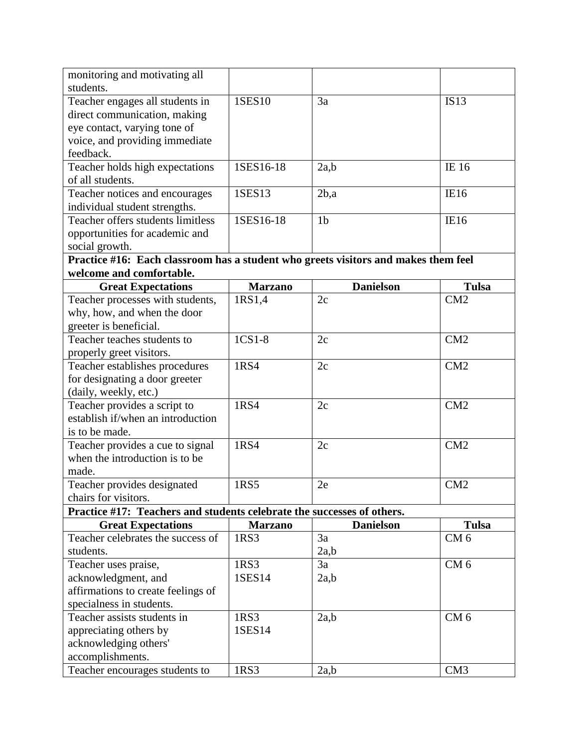| | | | |
|---|---|---|---|
| monitoring and motivating all students. | | | |
| Teacher engages all students in direct communication, making eye contact, varying tone of voice, and providing immediate feedback. | 1SES10 | 3a | IS13 |
| Teacher holds high expectations of all students. | 1SES16-18 | 2a,b | IE 16 |
| Teacher notices and encourages individual student strengths. | 1SES13 | 2b,a | IE16 |
| Teacher offers students limitless opportunities for academic and social growth. | 1SES16-18 | 1b | IE16 |

**Practice #16: Each classroom has a student who greets visitors and makes them feel welcome and comfortable.**

| Great Expectations | Marzano | Danielson | Tulsa |
|---|---|---|---|
| Teacher processes with students, why, how, and when the door greeter is beneficial. | 1RS1,4 | 2c | CM2 |
| Teacher teaches students to properly greet visitors. | 1CS1-8 | 2c | CM2 |
| Teacher establishes procedures for designating a door greeter (daily, weekly, etc.) | 1RS4 | 2c | CM2 |
| Teacher provides a script to establish if/when an introduction is to be made. | 1RS4 | 2c | CM2 |
| Teacher provides a cue to signal when the introduction is to be made. | 1RS4 | 2c | CM2 |
| Teacher provides designated chairs for visitors. | 1RS5 | 2e | CM2 |

**Practice #17: Teachers and students celebrate the successes of others.**

| Great Expectations | Marzano | Danielson | Tulsa |
|---|---|---|---|
| Teacher celebrates the success of students. | 1RS3 | 3a<br>2a,b | CM 6 |
| Teacher uses praise, acknowledgment, and affirmations to create feelings of specialness in students. | 1RS3<br>1SES14 | 3a<br>2a,b | CM 6 |
| Teacher assists students in appreciating others by acknowledging others' accomplishments. | 1RS3<br>1SES14 | 2a,b | CM 6 |
| Teacher encourages students to | 1RS3 | 2a,b | CM3 |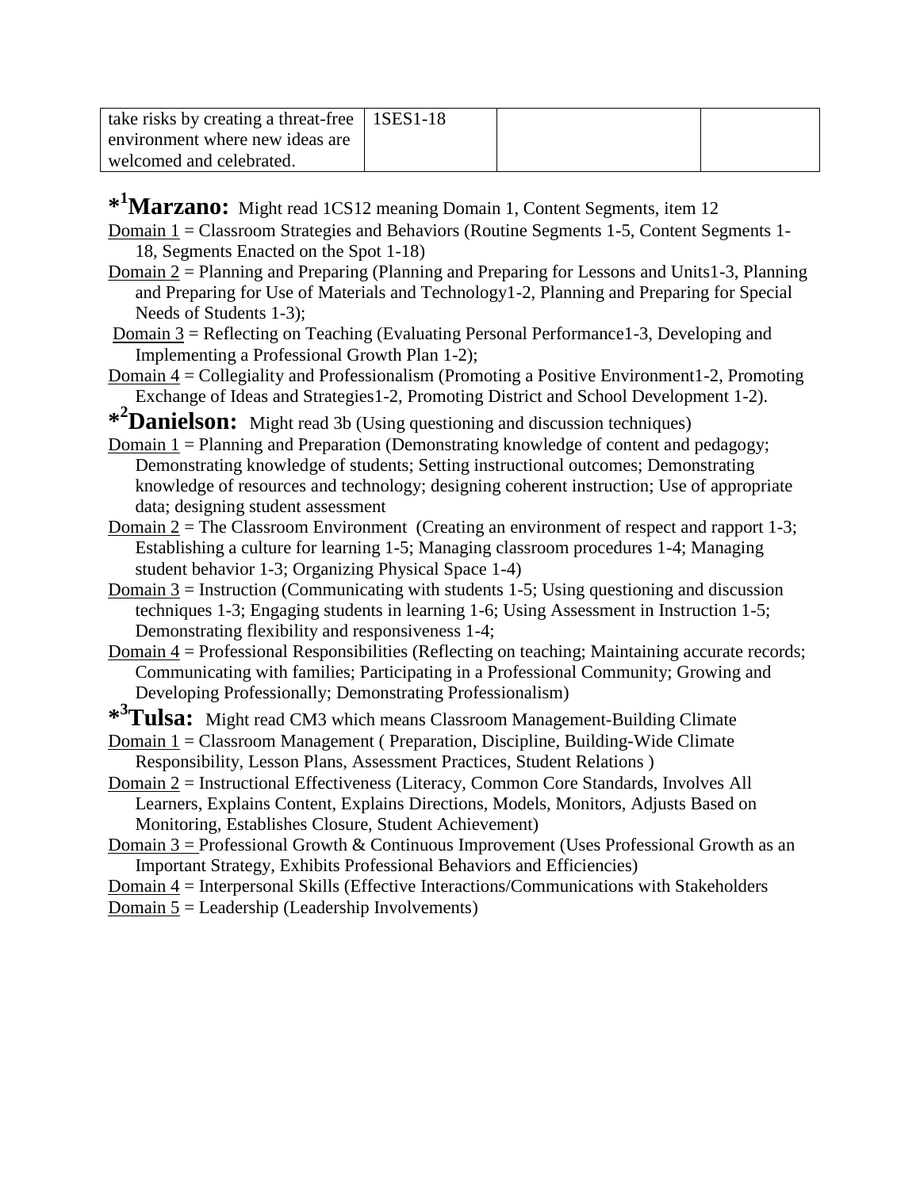| | | | |
|---|---|---|---|
| take risks by creating a threat-free environment where new ideas are welcomed and celebrated. | 1SES1-18 | | |

**\*[1]Marzano:** Might read 1CS12 meaning Domain 1, Content Segments, item 12

Domain 1 = Classroom Strategies and Behaviors (Routine Segments 1-5, Content Segments 1-18, Segments Enacted on the Spot 1-18)

Domain 2 = Planning and Preparing (Planning and Preparing for Lessons and Units1-3, Planning and Preparing for Use of Materials and Technology1-2, Planning and Preparing for Special Needs of Students 1-3);

Domain 3 = Reflecting on Teaching (Evaluating Personal Performance1-3, Developing and Implementing a Professional Growth Plan 1-2);

Domain 4 = Collegiality and Professionalism (Promoting a Positive Environment1-2, Promoting Exchange of Ideas and Strategies1-2, Promoting District and School Development 1-2).

**\*[2]Danielson:** Might read 3b (Using questioning and discussion techniques)

Domain 1 = Planning and Preparation (Demonstrating knowledge of content and pedagogy; Demonstrating knowledge of students; Setting instructional outcomes; Demonstrating knowledge of resources and technology; designing coherent instruction; Use of appropriate data; designing student assessment

Domain 2 = The Classroom Environment (Creating an environment of respect and rapport 1-3; Establishing a culture for learning 1-5; Managing classroom procedures 1-4; Managing student behavior 1-3; Organizing Physical Space 1-4)

Domain 3 = Instruction (Communicating with students 1-5; Using questioning and discussion techniques 1-3; Engaging students in learning 1-6; Using Assessment in Instruction 1-5; Demonstrating flexibility and responsiveness 1-4;

Domain 4 = Professional Responsibilities (Reflecting on teaching; Maintaining accurate records; Communicating with families; Participating in a Professional Community; Growing and Developing Professionally; Demonstrating Professionalism)

**\*[3]Tulsa:** Might read CM3 which means Classroom Management-Building Climate

Domain 1 = Classroom Management ( Preparation, Discipline, Building-Wide Climate Responsibility, Lesson Plans, Assessment Practices, Student Relations )

Domain 2 = Instructional Effectiveness (Literacy, Common Core Standards, Involves All Learners, Explains Content, Explains Directions, Models, Monitors, Adjusts Based on Monitoring, Establishes Closure, Student Achievement)

Domain 3 = Professional Growth & Continuous Improvement (Uses Professional Growth as an Important Strategy, Exhibits Professional Behaviors and Efficiencies)

Domain 4 = Interpersonal Skills (Effective Interactions/Communications with Stakeholders

Domain 5 = Leadership (Leadership Involvements)